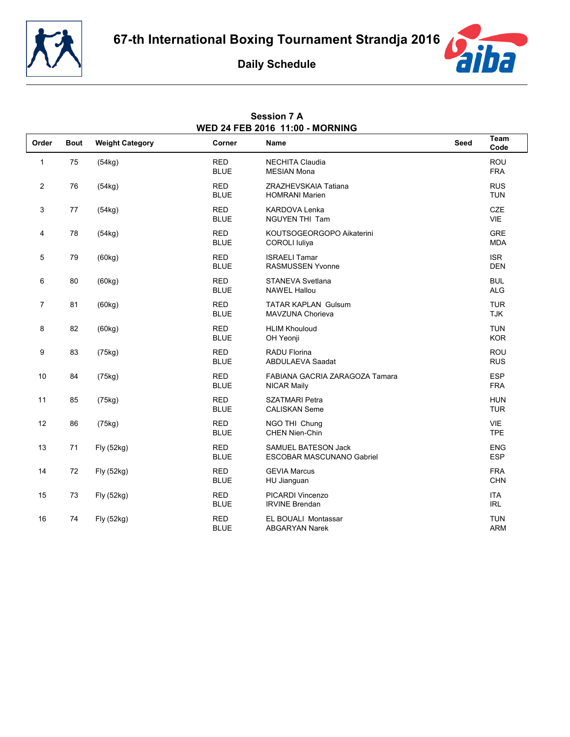# 67-th International Boxing Tournament Strandja 2016

## Daily Schedule

**Session 7 A**
**WED 24 FEB 2016 11:00 - MORNING**

| Order | Bout | Weight Category | Corner | Name | Seed | Team Code |
|---|---|---|---|---|---|---|
| 1 | 75 | (54kg) | RED | NECHITA Claudia | | ROU |
| | | | BLUE | MESIAN Mona | | FRA |
| 2 | 76 | (54kg) | RED | ZRAZHEVSKAIA Tatiana | | RUS |
| | | | BLUE | HOMRANI Marien | | TUN |
| 3 | 77 | (54kg) | RED | KARDOVA Lenka | | CZE |
| | | | BLUE | NGUYEN THI Tam | | VIE |
| 4 | 78 | (54kg) | RED | KOUTSOGEORGOPO Aikaterini | | GRE |
| | | | BLUE | COROLI Iuliya | | MDA |
| 5 | 79 | (60kg) | RED | ISRAELI Tamar | | ISR |
| | | | BLUE | RASMUSSEN Yvonne | | DEN |
| 6 | 80 | (60kg) | RED | STANEVA Svetlana | | BUL |
| | | | BLUE | NAWEL Hallou | | ALG |
| 7 | 81 | (60kg) | RED | TATAR KAPLAN Gulsum | | TUR |
| | | | BLUE | MAVZUNA Chorieva | | TJK |
| 8 | 82 | (60kg) | RED | HLIM Khouloud | | TUN |
| | | | BLUE | OH Yeonji | | KOR |
| 9 | 83 | (75kg) | RED | RADU Florina | | ROU |
| | | | BLUE | ABDULAEVA Saadat | | RUS |
| 10 | 84 | (75kg) | RED | FABIANA GACRIA ZARAGOZA Tamara | | ESP |
| | | | BLUE | NICAR Maily | | FRA |
| 11 | 85 | (75kg) | RED | SZATMARI Petra | | HUN |
| | | | BLUE | CALISKAN Seme | | TUR |
| 12 | 86 | (75kg) | RED | NGO THI Chung | | VIE |
| | | | BLUE | CHEN Nien-Chin | | TPE |
| 13 | 71 | Fly (52kg) | RED | SAMUEL BATESON Jack | | ENG |
| | | | BLUE | ESCOBAR MASCUNANO Gabriel | | ESP |
| 14 | 72 | Fly (52kg) | RED | GEVIA Marcus | | FRA |
| | | | BLUE | HU Jianguan | | CHN |
| 15 | 73 | Fly (52kg) | RED | PICARDI Vincenzo | | ITA |
| | | | BLUE | IRVINE Brendan | | IRL |
| 16 | 74 | Fly (52kg) | RED | EL BOUALI Montassar | | TUN |
| | | | BLUE | ABGARYAN Narek | | ARM |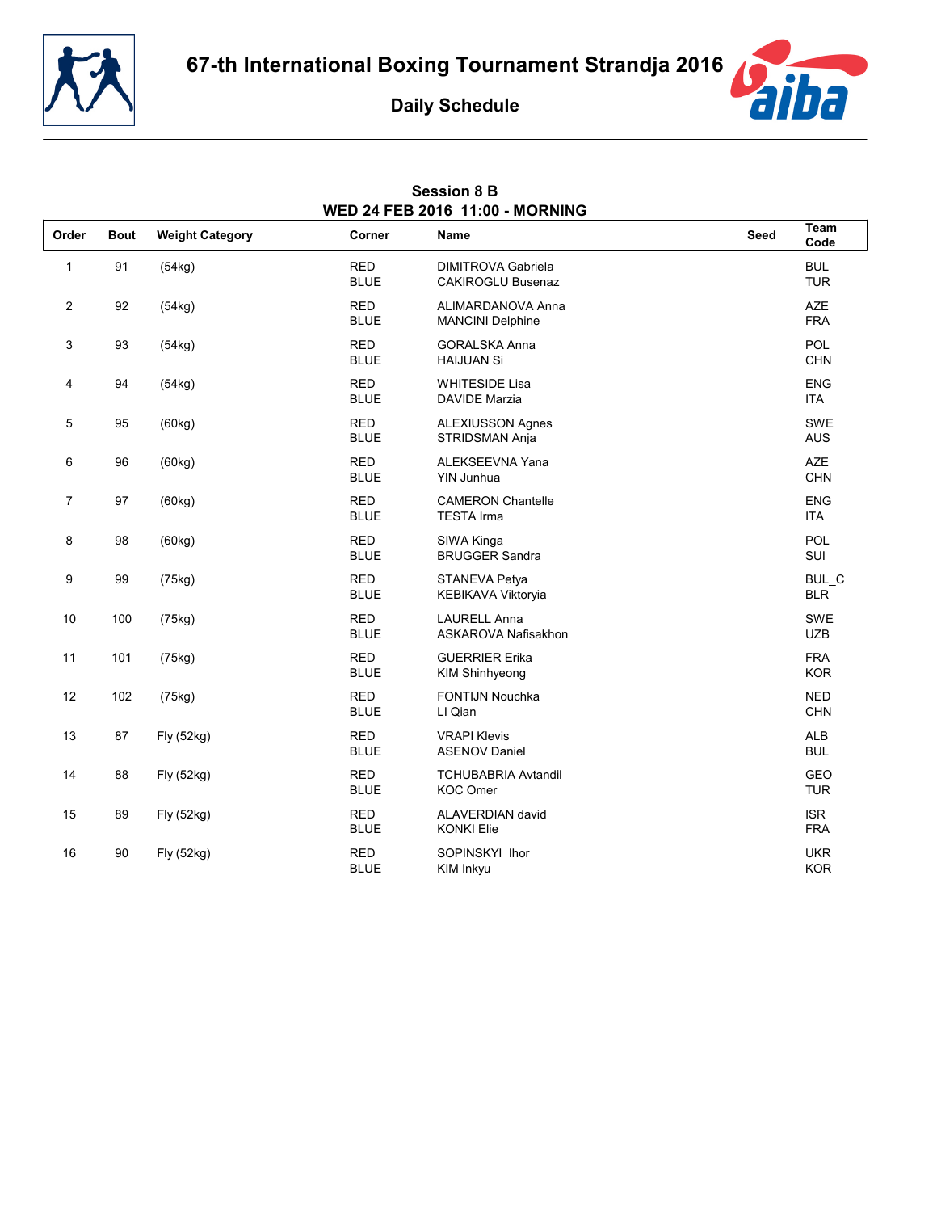# 67-th International Boxing Tournament Strandja 2016

## Daily Schedule

### Session 8 B
### WED 24 FEB 2016 11:00 - MORNING

| Order | Bout | Weight Category | Corner | Name | Seed | Team Code |
|---|---|---|---|---|---|---|
| 1 | 91 | (54kg) | RED | DIMITROVA Gabriela | | BUL |
| | | | BLUE | CAKIROGLU Busenaz | | TUR |
| 2 | 92 | (54kg) | RED | ALIMARDANOVA Anna | | AZE |
| | | | BLUE | MANCINI Delphine | | FRA |
| 3 | 93 | (54kg) | RED | GORALSKA Anna | | POL |
| | | | BLUE | HAIJUAN Si | | CHN |
| 4 | 94 | (54kg) | RED | WHITESIDE Lisa | | ENG |
| | | | BLUE | DAVIDE Marzia | | ITA |
| 5 | 95 | (60kg) | RED | ALEXIUSSON Agnes | | SWE |
| | | | BLUE | STRIDSMAN Anja | | AUS |
| 6 | 96 | (60kg) | RED | ALEKSEEVNA Yana | | AZE |
| | | | BLUE | YIN Junhua | | CHN |
| 7 | 97 | (60kg) | RED | CAMERON Chantelle | | ENG |
| | | | BLUE | TESTA Irma | | ITA |
| 8 | 98 | (60kg) | RED | SIWA Kinga | | POL |
| | | | BLUE | BRUGGER Sandra | | SUI |
| 9 | 99 | (75kg) | RED | STANEVA Petya | | BUL_C |
| | | | BLUE | KEBIKAVA Viktoryia | | BLR |
| 10 | 100 | (75kg) | RED | LAURELL Anna | | SWE |
| | | | BLUE | ASKAROVA Nafisakhon | | UZB |
| 11 | 101 | (75kg) | RED | GUERRIER Erika | | FRA |
| | | | BLUE | KIM Shinhyeong | | KOR |
| 12 | 102 | (75kg) | RED | FONTIJN Nouchka | | NED |
| | | | BLUE | LI Qian | | CHN |
| 13 | 87 | Fly (52kg) | RED | VRAPI Klevis | | ALB |
| | | | BLUE | ASENOV Daniel | | BUL |
| 14 | 88 | Fly (52kg) | RED | TCHUBABRIA Avtandil | | GEO |
| | | | BLUE | KOC Omer | | TUR |
| 15 | 89 | Fly (52kg) | RED | ALAVERDIAN david | | ISR |
| | | | BLUE | KONKI Elie | | FRA |
| 16 | 90 | Fly (52kg) | RED | SOPINSKYI Ihor | | UKR |
| | | | BLUE | KIM Inkyu | | KOR |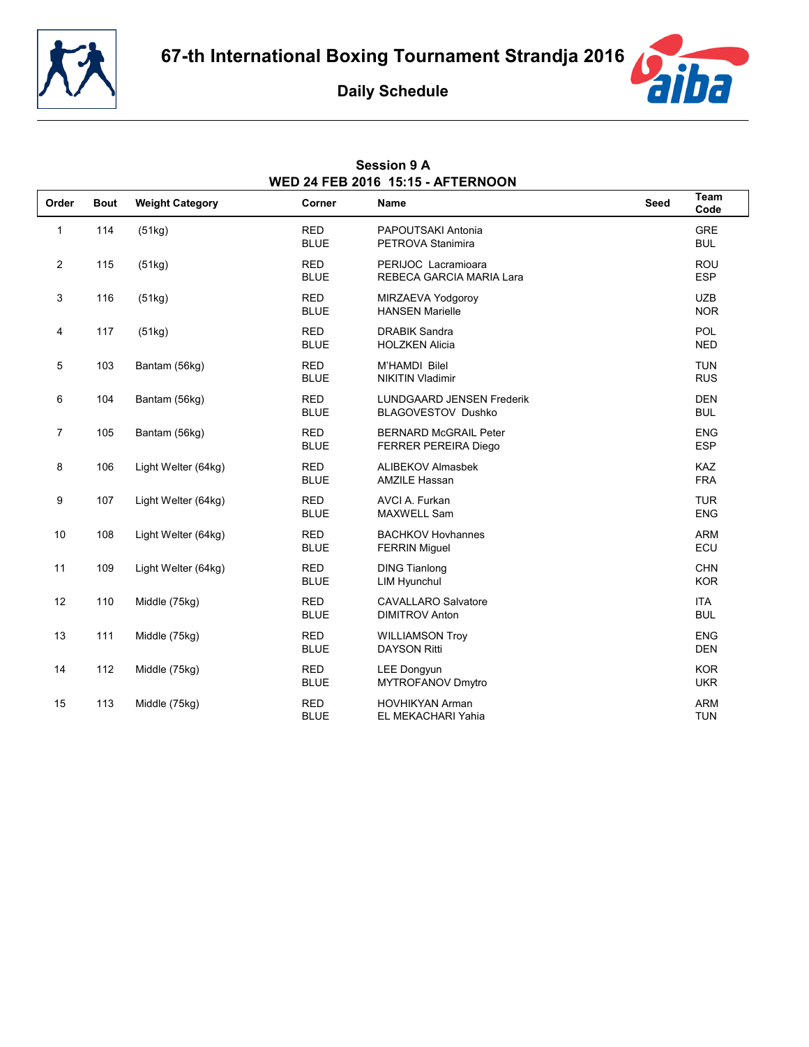# 67-th International Boxing Tournament Strandja 2016

## Daily Schedule

### Session 9 A
### WED 24 FEB 2016 15:15 - AFTERNOON

| Order | Bout | Weight Category | Corner | Name | Seed | Team Code |
|---|---|---|---|---|---|---|
| 1 | 114 | (51kg) | RED | PAPOUTSAKI Antonia | | GRE |
| | | | BLUE | PETROVA Stanimira | | BUL |
| 2 | 115 | (51kg) | RED | PERIJOC Lacramioara | | ROU |
| | | | BLUE | REBECA GARCIA MARIA Lara | | ESP |
| 3 | 116 | (51kg) | RED | MIRZAEVA Yodgoroy | | UZB |
| | | | BLUE | HANSEN Marielle | | NOR |
| 4 | 117 | (51kg) | RED | DRABIK Sandra | | POL |
| | | | BLUE | HOLZKEN Alicia | | NED |
| 5 | 103 | Bantam (56kg) | RED | M'HAMDI Bilel | | TUN |
| | | | BLUE | NIKITIN Vladimir | | RUS |
| 6 | 104 | Bantam (56kg) | RED | LUNDGAARD JENSEN Frederik | | DEN |
| | | | BLUE | BLAGOVESTOV Dushko | | BUL |
| 7 | 105 | Bantam (56kg) | RED | BERNARD McGRAIL Peter | | ENG |
| | | | BLUE | FERRER PEREIRA Diego | | ESP |
| 8 | 106 | Light Welter (64kg) | RED | ALIBEKOV Almasbek | | KAZ |
| | | | BLUE | AMZILE Hassan | | FRA |
| 9 | 107 | Light Welter (64kg) | RED | AVCI A. Furkan | | TUR |
| | | | BLUE | MAXWELL Sam | | ENG |
| 10 | 108 | Light Welter (64kg) | RED | BACHKOV Hovhannes | | ARM |
| | | | BLUE | FERRIN Miguel | | ECU |
| 11 | 109 | Light Welter (64kg) | RED | DING Tianlong | | CHN |
| | | | BLUE | LIM Hyunchul | | KOR |
| 12 | 110 | Middle (75kg) | RED | CAVALLARO Salvatore | | ITA |
| | | | BLUE | DIMITROV Anton | | BUL |
| 13 | 111 | Middle (75kg) | RED | WILLIAMSON Troy | | ENG |
| | | | BLUE | DAYSON Ritti | | DEN |
| 14 | 112 | Middle (75kg) | RED | LEE Dongyun | | KOR |
| | | | BLUE | MYTROFANOV Dmytro | | UKR |
| 15 | 113 | Middle (75kg) | RED | HOVHIKYAN Arman | | ARM |
| | | | BLUE | EL MEKACHARI Yahia | | TUN |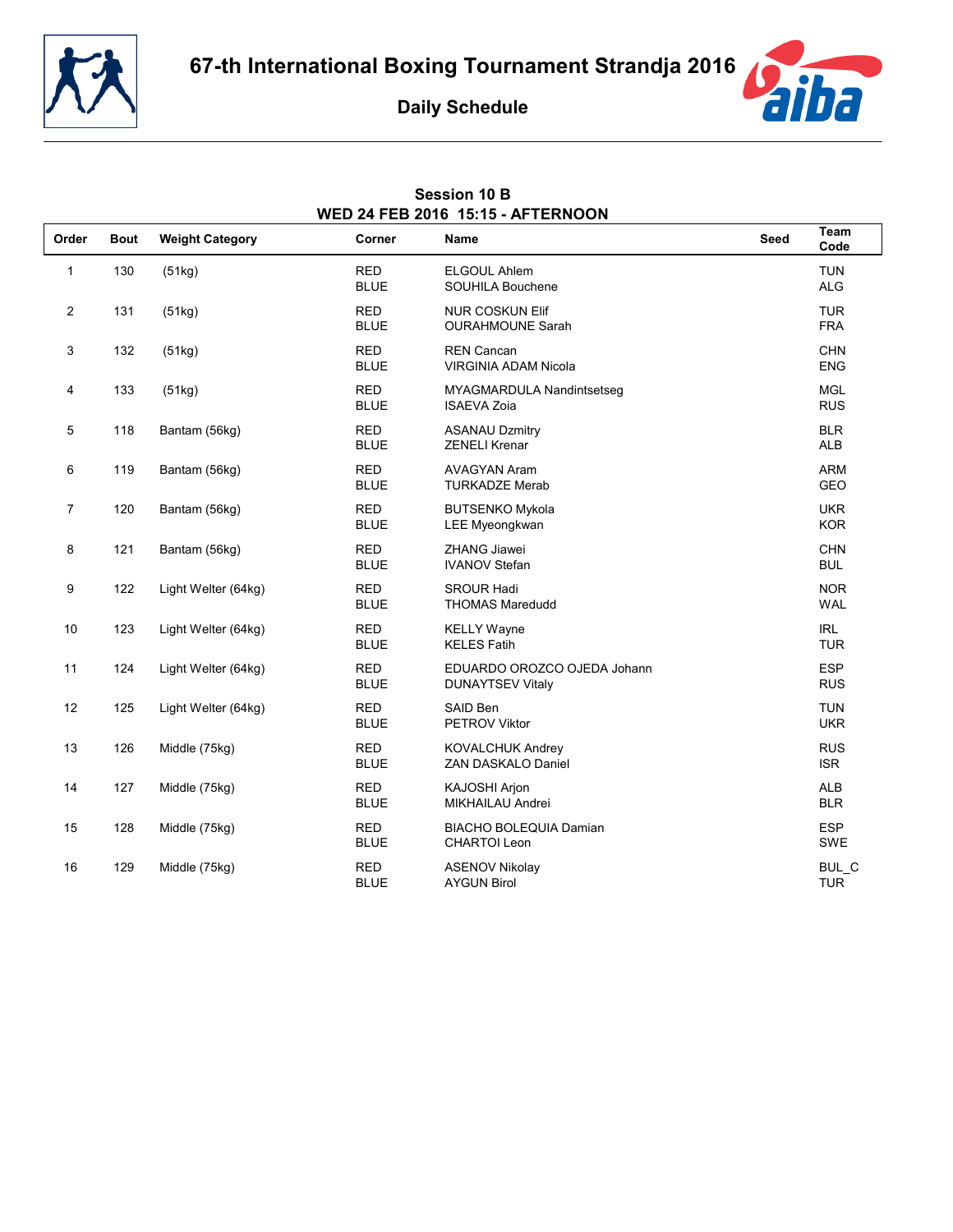# 67-th International Boxing Tournament Strandja 2016

## Daily Schedule

### Session 10 B
### WED 24 FEB 2016 15:15 - AFTERNOON

| Order | Bout | Weight Category | Corner | Name | Seed | Team Code |
|---|---|---|---|---|---|---|
| 1 | 130 | (51kg) | RED | ELGOUL Ahlem | | TUN |
| | | | BLUE | SOUHILA Bouchene | | ALG |
| 2 | 131 | (51kg) | RED | NUR COSKUN Elif | | TUR |
| | | | BLUE | OURAHMOUNE Sarah | | FRA |
| 3 | 132 | (51kg) | RED | REN Cancan | | CHN |
| | | | BLUE | VIRGINIA ADAM Nicola | | ENG |
| 4 | 133 | (51kg) | RED | MYAGMARDULA Nandintsetseg | | MGL |
| | | | BLUE | ISAEVA Zoia | | RUS |
| 5 | 118 | Bantam (56kg) | RED | ASANAU Dzmitry | | BLR |
| | | | BLUE | ZENELI Krenar | | ALB |
| 6 | 119 | Bantam (56kg) | RED | AVAGYAN Aram | | ARM |
| | | | BLUE | TURKADZE Merab | | GEO |
| 7 | 120 | Bantam (56kg) | RED | BUTSENKO Mykola | | UKR |
| | | | BLUE | LEE Myeongkwan | | KOR |
| 8 | 121 | Bantam (56kg) | RED | ZHANG Jiawei | | CHN |
| | | | BLUE | IVANOV Stefan | | BUL |
| 9 | 122 | Light Welter (64kg) | RED | SROUR Hadi | | NOR |
| | | | BLUE | THOMAS Maredudd | | WAL |
| 10 | 123 | Light Welter (64kg) | RED | KELLY Wayne | | IRL |
| | | | BLUE | KELES Fatih | | TUR |
| 11 | 124 | Light Welter (64kg) | RED | EDUARDO OROZCO OJEDA Johann | | ESP |
| | | | BLUE | DUNAYTSEV Vitaly | | RUS |
| 12 | 125 | Light Welter (64kg) | RED | SAID Ben | | TUN |
| | | | BLUE | PETROV Viktor | | UKR |
| 13 | 126 | Middle (75kg) | RED | KOVALCHUK Andrey | | RUS |
| | | | BLUE | ZAN DASKALO Daniel | | ISR |
| 14 | 127 | Middle (75kg) | RED | KAJOSHI Arjon | | ALB |
| | | | BLUE | MIKHAILAU Andrei | | BLR |
| 15 | 128 | Middle (75kg) | RED | BIACHO BOLEQUIA Damian | | ESP |
| | | | BLUE | CHARTOI Leon | | SWE |
| 16 | 129 | Middle (75kg) | RED | ASENOV Nikolay | | BUL_C |
| | | | BLUE | AYGUN Birol | | TUR |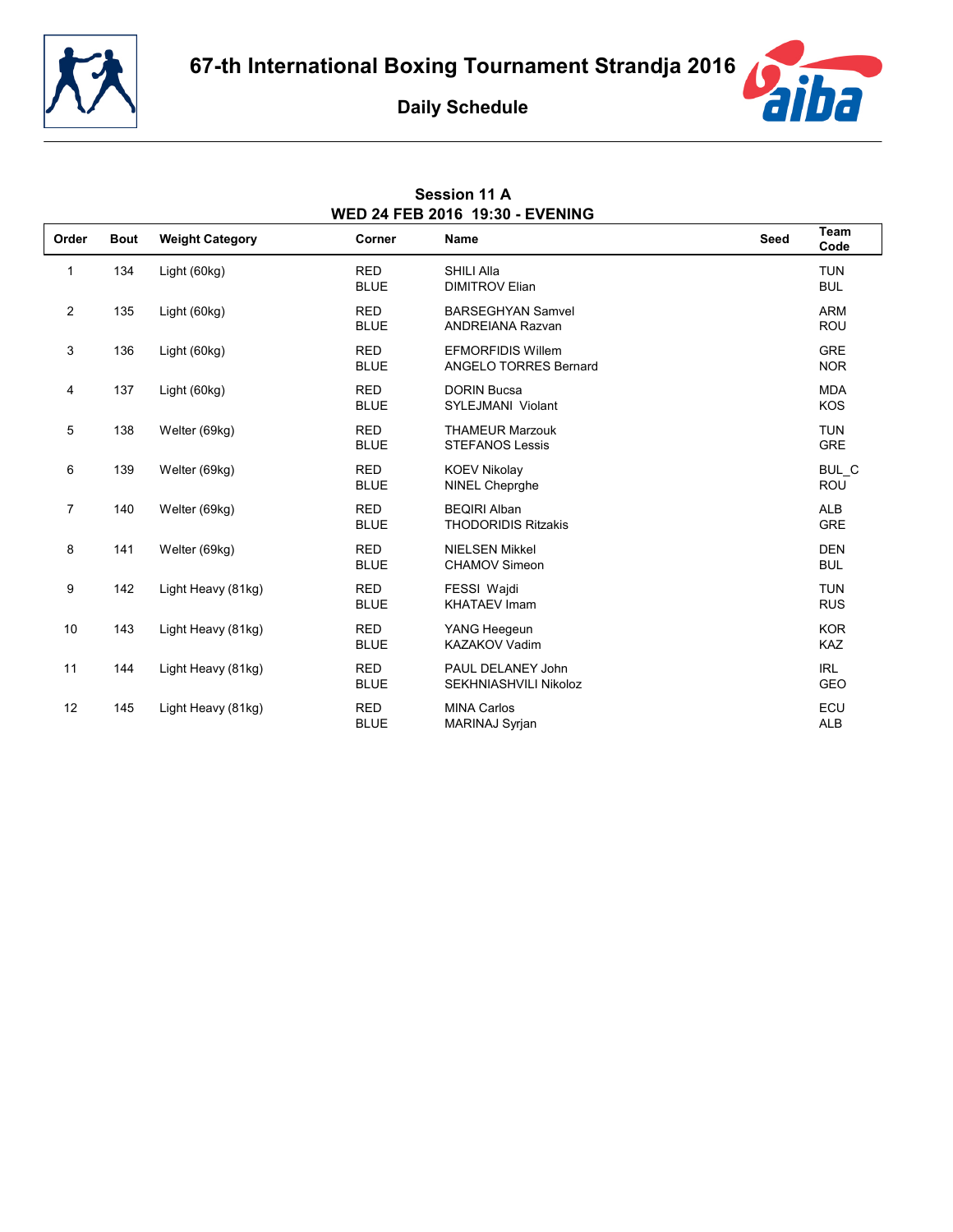# 67-th International Boxing Tournament Strandja 2016

## Daily Schedule

### Session 11 A
### WED 24 FEB 2016 19:30 - EVENING

| Order | Bout | Weight Category | Corner | Name | Seed | Team Code |
|---|---|---|---|---|---|---|
| 1 | 134 | Light (60kg) | RED | SHILI Alla | | TUN |
| | | | BLUE | DIMITROV Elian | | BUL |
| 2 | 135 | Light (60kg) | RED | BARSEGHYAN Samvel | | ARM |
| | | | BLUE | ANDREIANA Razvan | | ROU |
| 3 | 136 | Light (60kg) | RED | EFMORFIDIS Willem | | GRE |
| | | | BLUE | ANGELO TORRES Bernard | | NOR |
| 4 | 137 | Light (60kg) | RED | DORIN Bucsa | | MDA |
| | | | BLUE | SYLEJMANI Violant | | KOS |
| 5 | 138 | Welter (69kg) | RED | THAMEUR Marzouk | | TUN |
| | | | BLUE | STEFANOS Lessis | | GRE |
| 6 | 139 | Welter (69kg) | RED | KOEV Nikolay | | BUL_C |
| | | | BLUE | NINEL Cheprghe | | ROU |
| 7 | 140 | Welter (69kg) | RED | BEQIRI Alban | | ALB |
| | | | BLUE | THODORIDIS Ritzakis | | GRE |
| 8 | 141 | Welter (69kg) | RED | NIELSEN Mikkel | | DEN |
| | | | BLUE | CHAMOV Simeon | | BUL |
| 9 | 142 | Light Heavy (81kg) | RED | FESSI Wajdi | | TUN |
| | | | BLUE | KHATAEV Imam | | RUS |
| 10 | 143 | Light Heavy (81kg) | RED | YANG Heegeun | | KOR |
| | | | BLUE | KAZAKOV Vadim | | KAZ |
| 11 | 144 | Light Heavy (81kg) | RED | PAUL DELANEY John | | IRL |
| | | | BLUE | SEKHNIASHVILI Nikoloz | | GEO |
| 12 | 145 | Light Heavy (81kg) | RED | MINA Carlos | | ECU |
| | | | BLUE | MARINAJ Syrjan | | ALB |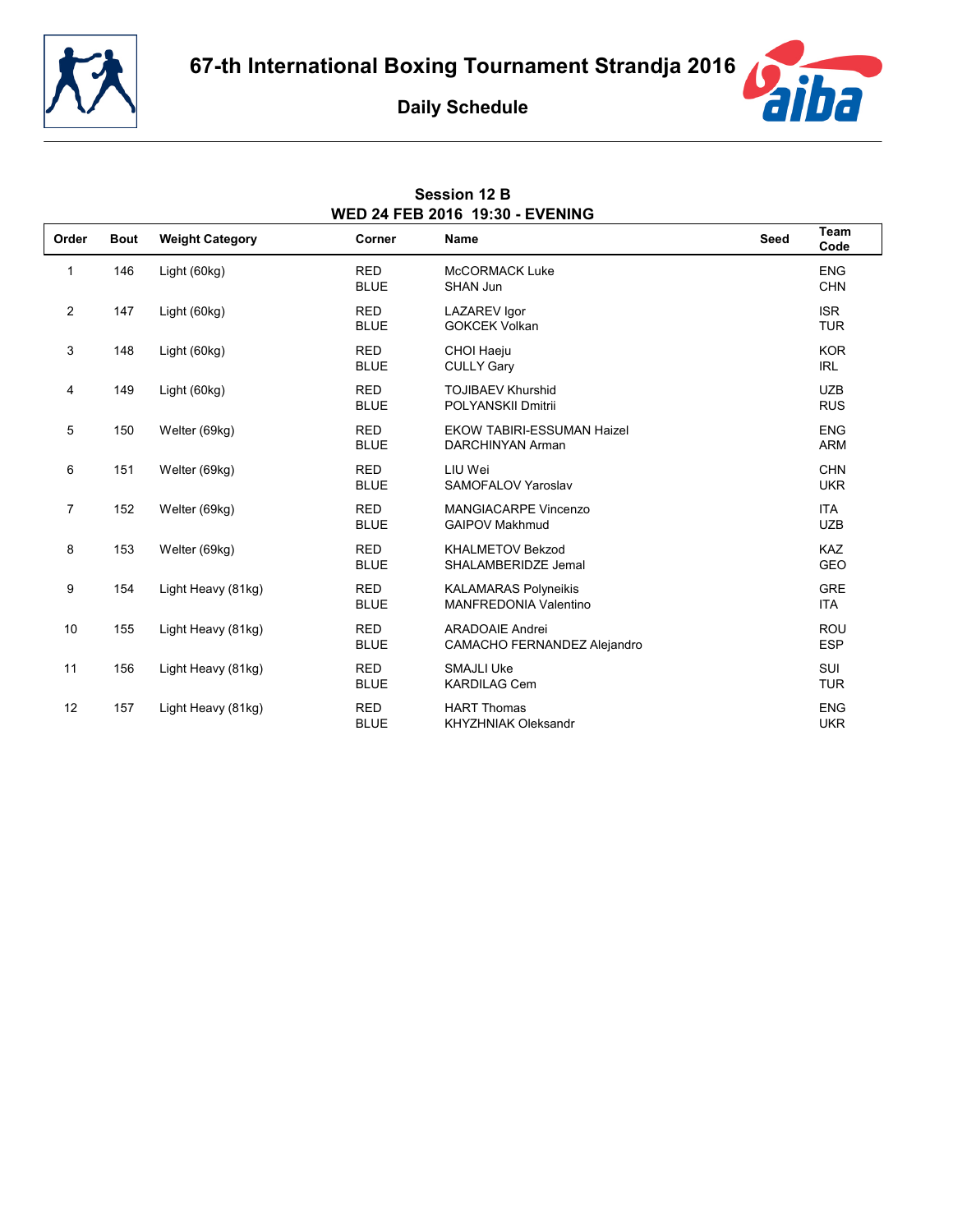# 67-th International Boxing Tournament Strandja 2016

## Daily Schedule

### Session 12 B
### WED 24 FEB 2016 19:30 - EVENING

| Order | Bout | Weight Category | Corner | Name | Seed | Team Code |
|---|---|---|---|---|---|---|
| 1 | 146 | Light (60kg) | RED | McCORMACK Luke | | ENG |
| | | | BLUE | SHAN Jun | | CHN |
| 2 | 147 | Light (60kg) | RED | LAZAREV Igor | | ISR |
| | | | BLUE | GOKCEK Volkan | | TUR |
| 3 | 148 | Light (60kg) | RED | CHOI Haeju | | KOR |
| | | | BLUE | CULLY Gary | | IRL |
| 4 | 149 | Light (60kg) | RED | TOJIBAEV Khurshid | | UZB |
| | | | BLUE | POLYANSKII Dmitrii | | RUS |
| 5 | 150 | Welter (69kg) | RED | EKOW TABIRI-ESSUMAN Haizel | | ENG |
| | | | BLUE | DARCHINYAN Arman | | ARM |
| 6 | 151 | Welter (69kg) | RED | LIU Wei | | CHN |
| | | | BLUE | SAMOFALOV Yaroslav | | UKR |
| 7 | 152 | Welter (69kg) | RED | MANGIACARPE Vincenzo | | ITA |
| | | | BLUE | GAIPOV Makhmud | | UZB |
| 8 | 153 | Welter (69kg) | RED | KHALMETOV Bekzod | | KAZ |
| | | | BLUE | SHALAMBERIDZE Jemal | | GEO |
| 9 | 154 | Light Heavy (81kg) | RED | KALAMARAS Polyneikis | | GRE |
| | | | BLUE | MANFREDONIA Valentino | | ITA |
| 10 | 155 | Light Heavy (81kg) | RED | ARADOAIE Andrei | | ROU |
| | | | BLUE | CAMACHO FERNANDEZ Alejandro | | ESP |
| 11 | 156 | Light Heavy (81kg) | RED | SMAJLI Uke | | SUI |
| | | | BLUE | KARDILAG Cem | | TUR |
| 12 | 157 | Light Heavy (81kg) | RED | HART Thomas | | ENG |
| | | | BLUE | KHYZHNIAK Oleksandr | | UKR |